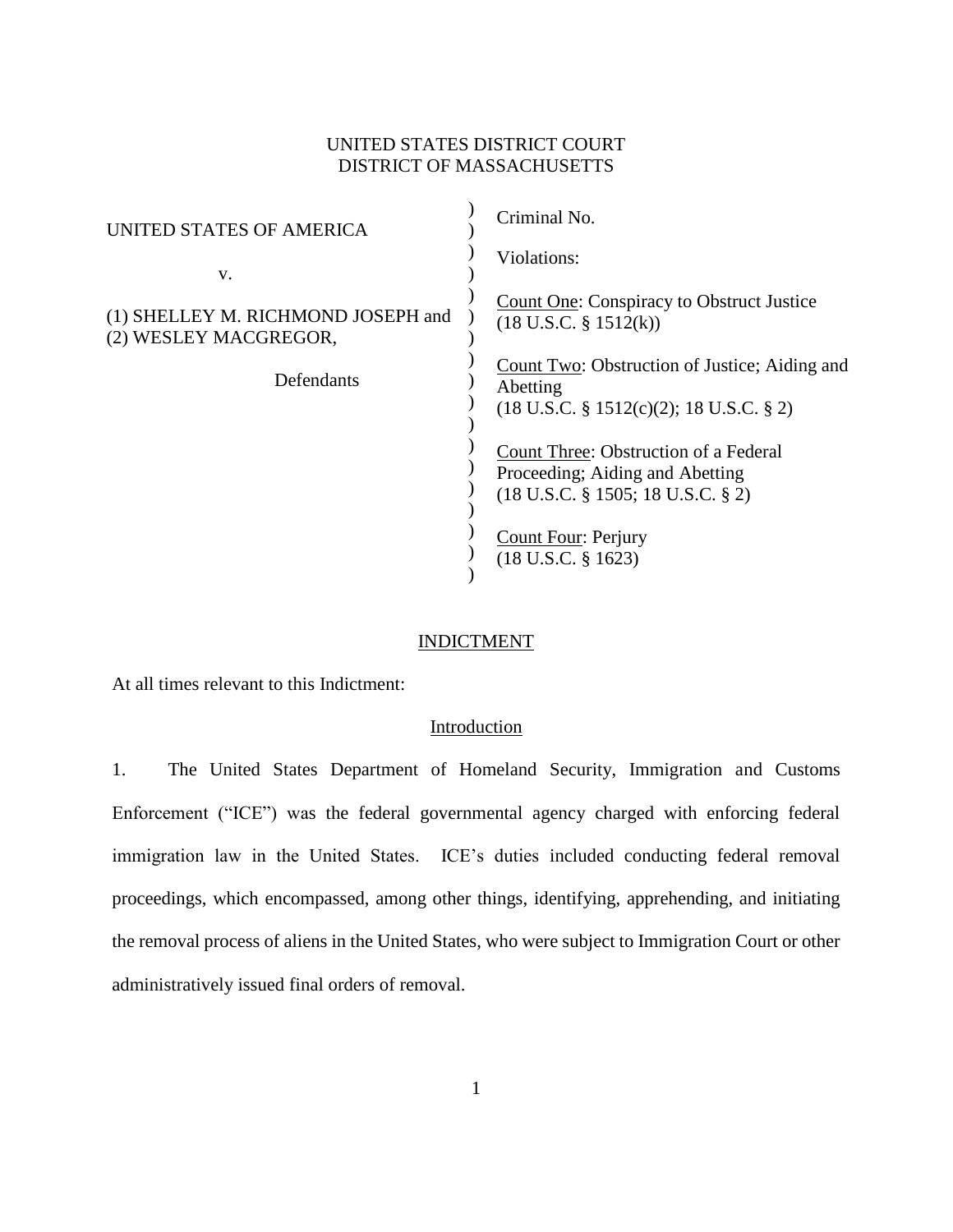UNITED STATES DISTRICT COURT
DISTRICT OF MASSACHUSETTS

| | |
|---|---|
| UNITED STATES OF AMERICA<br><br>v.<br><br>(1) SHELLEY M. RICHMOND JOSEPH and<br>(2) WESLEY MACGREGOR,<br><br>Defendants | Criminal No.<br><br>Violations:<br><br><u>Count One</u>: Conspiracy to Obstruct Justice<br>(18 U.S.C. § 1512(k))<br><br><u>Count Two</u>: Obstruction of Justice; Aiding and Abetting<br>(18 U.S.C. § 1512(c)(2); 18 U.S.C. § 2)<br><br><u>Count Three</u>: Obstruction of a Federal Proceeding; Aiding and Abetting<br>(18 U.S.C. § 1505; 18 U.S.C. § 2)<br><br><u>Count Four</u>: Perjury<br>(18 U.S.C. § 1623) |

## INDICTMENT

At all times relevant to this Indictment:

### Introduction

1. The United States Department of Homeland Security, Immigration and Customs Enforcement ("ICE") was the federal governmental agency charged with enforcing federal immigration law in the United States. ICE's duties included conducting federal removal proceedings, which encompassed, among other things, identifying, apprehending, and initiating the removal process of aliens in the United States, who were subject to Immigration Court or other administratively issued final orders of removal.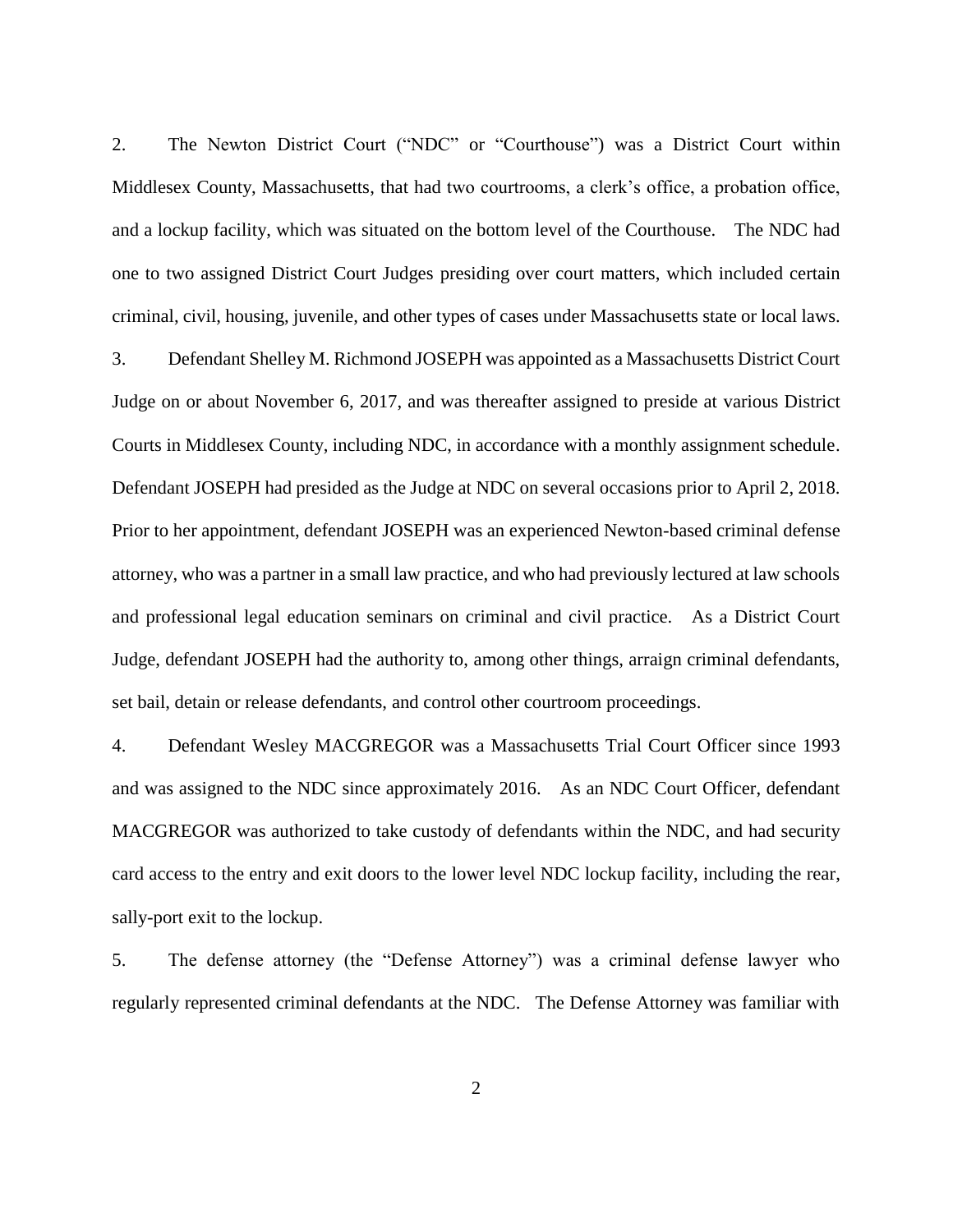2. The Newton District Court ("NDC" or "Courthouse") was a District Court within Middlesex County, Massachusetts, that had two courtrooms, a clerk's office, a probation office, and a lockup facility, which was situated on the bottom level of the Courthouse. The NDC had one to two assigned District Court Judges presiding over court matters, which included certain criminal, civil, housing, juvenile, and other types of cases under Massachusetts state or local laws.

3. Defendant Shelley M. Richmond JOSEPH was appointed as a Massachusetts District Court Judge on or about November 6, 2017, and was thereafter assigned to preside at various District Courts in Middlesex County, including NDC, in accordance with a monthly assignment schedule. Defendant JOSEPH had presided as the Judge at NDC on several occasions prior to April 2, 2018. Prior to her appointment, defendant JOSEPH was an experienced Newton-based criminal defense attorney, who was a partner in a small law practice, and who had previously lectured at law schools and professional legal education seminars on criminal and civil practice. As a District Court Judge, defendant JOSEPH had the authority to, among other things, arraign criminal defendants, set bail, detain or release defendants, and control other courtroom proceedings.

4. Defendant Wesley MACGREGOR was a Massachusetts Trial Court Officer since 1993 and was assigned to the NDC since approximately 2016. As an NDC Court Officer, defendant MACGREGOR was authorized to take custody of defendants within the NDC, and had security card access to the entry and exit doors to the lower level NDC lockup facility, including the rear, sally-port exit to the lockup.

5. The defense attorney (the "Defense Attorney") was a criminal defense lawyer who regularly represented criminal defendants at the NDC. The Defense Attorney was familiar with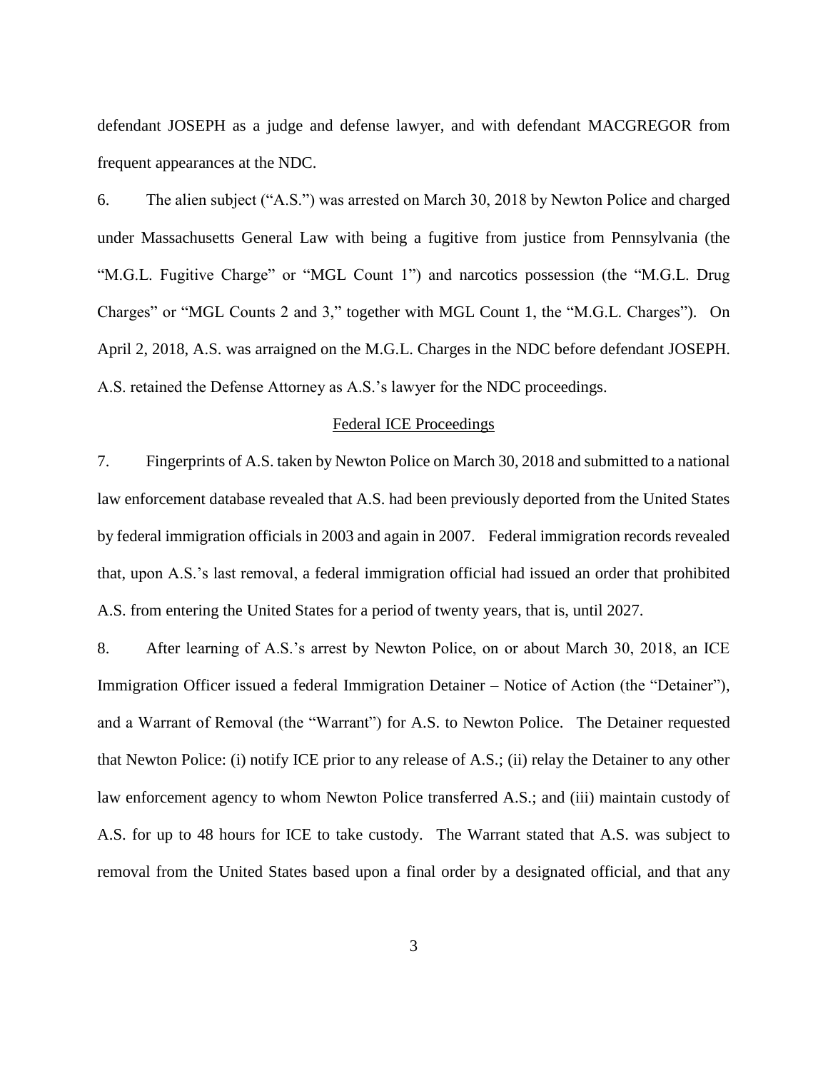defendant JOSEPH as a judge and defense lawyer, and with defendant MACGREGOR from frequent appearances at the NDC.

6. The alien subject ("A.S.") was arrested on March 30, 2018 by Newton Police and charged under Massachusetts General Law with being a fugitive from justice from Pennsylvania (the "M.G.L. Fugitive Charge" or "MGL Count 1") and narcotics possession (the "M.G.L. Drug Charges" or "MGL Counts 2 and 3," together with MGL Count 1, the "M.G.L. Charges"). On April 2, 2018, A.S. was arraigned on the M.G.L. Charges in the NDC before defendant JOSEPH. A.S. retained the Defense Attorney as A.S.'s lawyer for the NDC proceedings.

## Federal ICE Proceedings

7. Fingerprints of A.S. taken by Newton Police on March 30, 2018 and submitted to a national law enforcement database revealed that A.S. had been previously deported from the United States by federal immigration officials in 2003 and again in 2007. Federal immigration records revealed that, upon A.S.'s last removal, a federal immigration official had issued an order that prohibited A.S. from entering the United States for a period of twenty years, that is, until 2027.

8. After learning of A.S.'s arrest by Newton Police, on or about March 30, 2018, an ICE Immigration Officer issued a federal Immigration Detainer – Notice of Action (the "Detainer"), and a Warrant of Removal (the "Warrant") for A.S. to Newton Police. The Detainer requested that Newton Police: (i) notify ICE prior to any release of A.S.; (ii) relay the Detainer to any other law enforcement agency to whom Newton Police transferred A.S.; and (iii) maintain custody of A.S. for up to 48 hours for ICE to take custody. The Warrant stated that A.S. was subject to removal from the United States based upon a final order by a designated official, and that any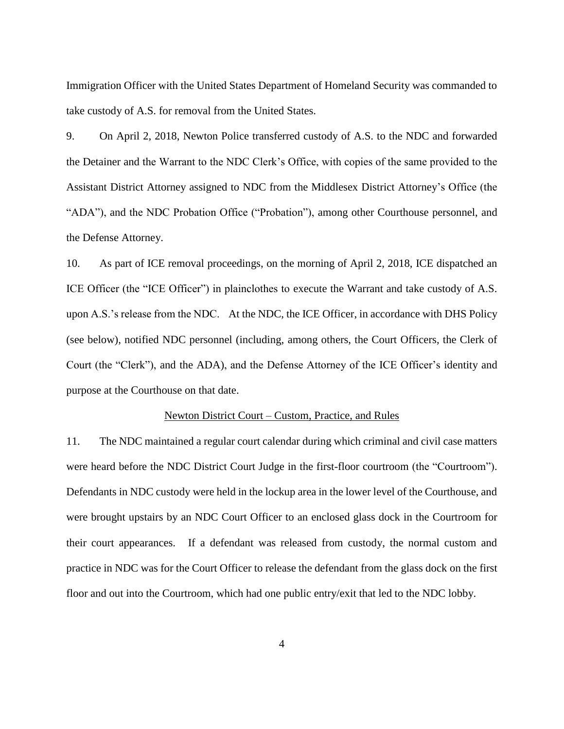Immigration Officer with the United States Department of Homeland Security was commanded to take custody of A.S. for removal from the United States.

9. On April 2, 2018, Newton Police transferred custody of A.S. to the NDC and forwarded the Detainer and the Warrant to the NDC Clerk's Office, with copies of the same provided to the Assistant District Attorney assigned to NDC from the Middlesex District Attorney's Office (the "ADA"), and the NDC Probation Office ("Probation"), among other Courthouse personnel, and the Defense Attorney.

10. As part of ICE removal proceedings, on the morning of April 2, 2018, ICE dispatched an ICE Officer (the "ICE Officer") in plainclothes to execute the Warrant and take custody of A.S. upon A.S.'s release from the NDC. At the NDC, the ICE Officer, in accordance with DHS Policy (see below), notified NDC personnel (including, among others, the Court Officers, the Clerk of Court (the "Clerk"), and the ADA), and the Defense Attorney of the ICE Officer's identity and purpose at the Courthouse on that date.

<u>Newton District Court – Custom, Practice, and Rules</u>

11. The NDC maintained a regular court calendar during which criminal and civil case matters were heard before the NDC District Court Judge in the first-floor courtroom (the "Courtroom"). Defendants in NDC custody were held in the lockup area in the lower level of the Courthouse, and were brought upstairs by an NDC Court Officer to an enclosed glass dock in the Courtroom for their court appearances. If a defendant was released from custody, the normal custom and practice in NDC was for the Court Officer to release the defendant from the glass dock on the first floor and out into the Courtroom, which had one public entry/exit that led to the NDC lobby.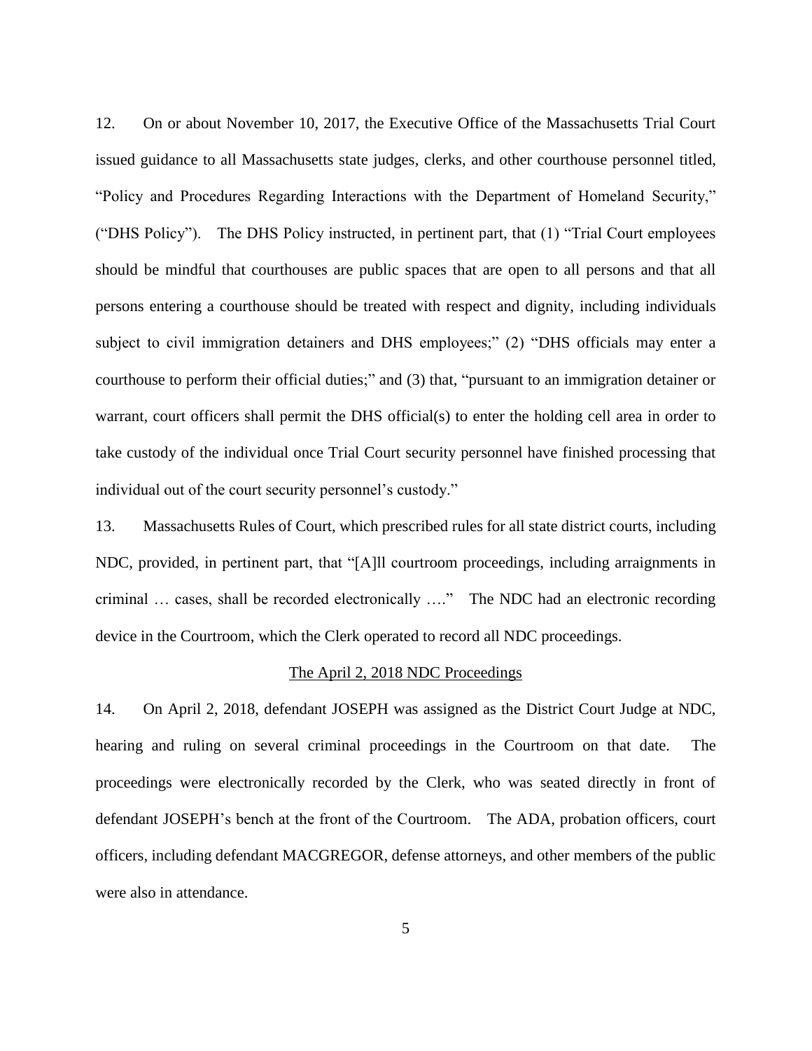12. On or about November 10, 2017, the Executive Office of the Massachusetts Trial Court issued guidance to all Massachusetts state judges, clerks, and other courthouse personnel titled, "Policy and Procedures Regarding Interactions with the Department of Homeland Security," ("DHS Policy"). The DHS Policy instructed, in pertinent part, that (1) "Trial Court employees should be mindful that courthouses are public spaces that are open to all persons and that all persons entering a courthouse should be treated with respect and dignity, including individuals subject to civil immigration detainers and DHS employees;" (2) "DHS officials may enter a courthouse to perform their official duties;" and (3) that, "pursuant to an immigration detainer or warrant, court officers shall permit the DHS official(s) to enter the holding cell area in order to take custody of the individual once Trial Court security personnel have finished processing that individual out of the court security personnel's custody."

13. Massachusetts Rules of Court, which prescribed rules for all state district courts, including NDC, provided, in pertinent part, that "[A]ll courtroom proceedings, including arraignments in criminal … cases, shall be recorded electronically …." The NDC had an electronic recording device in the Courtroom, which the Clerk operated to record all NDC proceedings.

<u>The April 2, 2018 NDC Proceedings</u>

14. On April 2, 2018, defendant JOSEPH was assigned as the District Court Judge at NDC, hearing and ruling on several criminal proceedings in the Courtroom on that date. The proceedings were electronically recorded by the Clerk, who was seated directly in front of defendant JOSEPH's bench at the front of the Courtroom. The ADA, probation officers, court officers, including defendant MACGREGOR, defense attorneys, and other members of the public were also in attendance.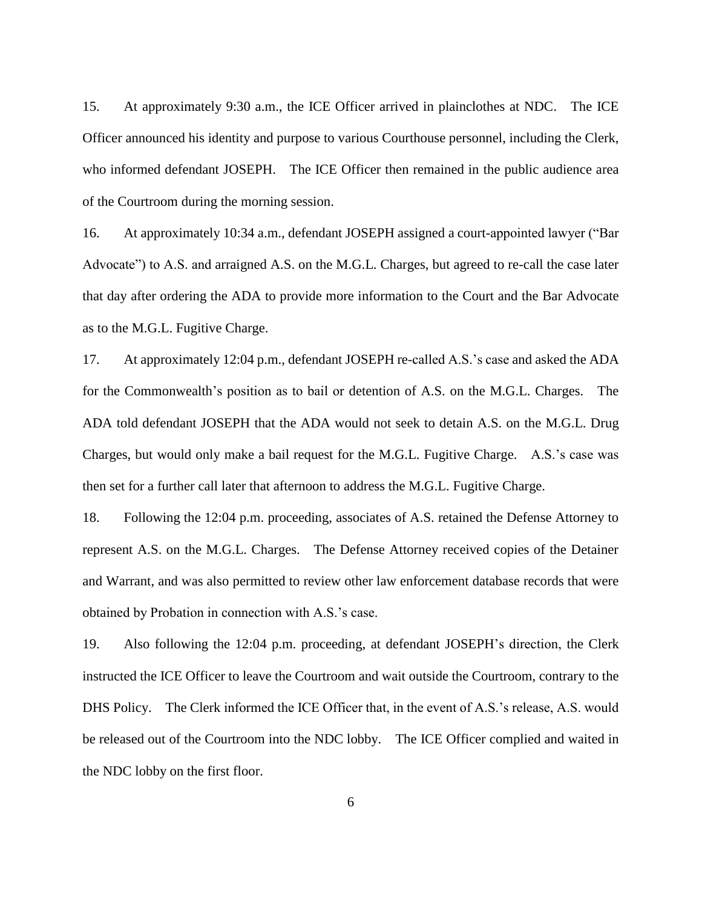15. At approximately 9:30 a.m., the ICE Officer arrived in plainclothes at NDC. The ICE Officer announced his identity and purpose to various Courthouse personnel, including the Clerk, who informed defendant JOSEPH. The ICE Officer then remained in the public audience area of the Courtroom during the morning session.

16. At approximately 10:34 a.m., defendant JOSEPH assigned a court-appointed lawyer ("Bar Advocate") to A.S. and arraigned A.S. on the M.G.L. Charges, but agreed to re-call the case later that day after ordering the ADA to provide more information to the Court and the Bar Advocate as to the M.G.L. Fugitive Charge.

17. At approximately 12:04 p.m., defendant JOSEPH re-called A.S.'s case and asked the ADA for the Commonwealth's position as to bail or detention of A.S. on the M.G.L. Charges. The ADA told defendant JOSEPH that the ADA would not seek to detain A.S. on the M.G.L. Drug Charges, but would only make a bail request for the M.G.L. Fugitive Charge. A.S.'s case was then set for a further call later that afternoon to address the M.G.L. Fugitive Charge.

18. Following the 12:04 p.m. proceeding, associates of A.S. retained the Defense Attorney to represent A.S. on the M.G.L. Charges. The Defense Attorney received copies of the Detainer and Warrant, and was also permitted to review other law enforcement database records that were obtained by Probation in connection with A.S.'s case.

19. Also following the 12:04 p.m. proceeding, at defendant JOSEPH's direction, the Clerk instructed the ICE Officer to leave the Courtroom and wait outside the Courtroom, contrary to the DHS Policy. The Clerk informed the ICE Officer that, in the event of A.S.'s release, A.S. would be released out of the Courtroom into the NDC lobby. The ICE Officer complied and waited in the NDC lobby on the first floor.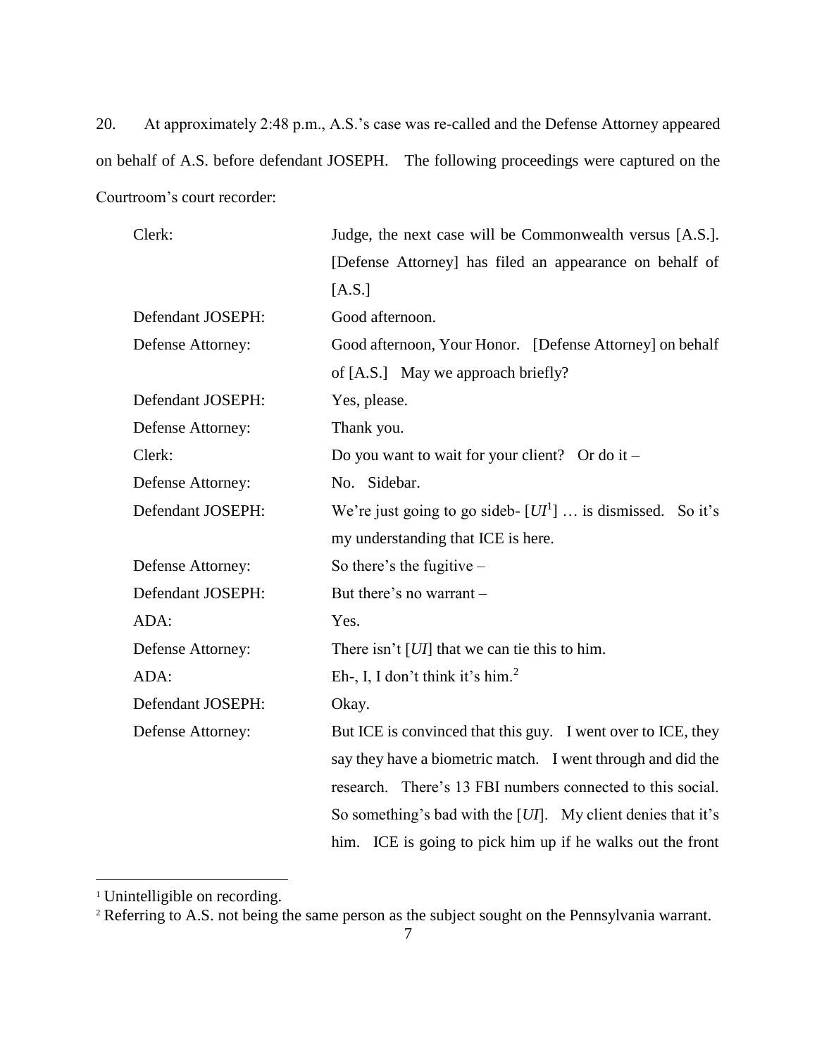20. At approximately 2:48 p.m., A.S.'s case was re-called and the Defense Attorney appeared on behalf of A.S. before defendant JOSEPH. The following proceedings were captured on the Courtroom's court recorder:

| | |
|---|---|
| Clerk: | Judge, the next case will be Commonwealth versus [A.S.]. [Defense Attorney] has filed an appearance on behalf of [A.S.] |
| Defendant JOSEPH: | Good afternoon. |
| Defense Attorney: | Good afternoon, Your Honor. [Defense Attorney] on behalf of [A.S.] May we approach briefly? |
| Defendant JOSEPH: | Yes, please. |
| Defense Attorney: | Thank you. |
| Clerk: | Do you want to wait for your client? Or do it – |
| Defense Attorney: | No. Sidebar. |
| Defendant JOSEPH: | We're just going to go sideb- [*UI*[1]] … is dismissed. So it's my understanding that ICE is here. |
| Defense Attorney: | So there's the fugitive – |
| Defendant JOSEPH: | But there's no warrant – |
| ADA: | Yes. |
| Defense Attorney: | There isn't [*UI*] that we can tie this to him. |
| ADA: | Eh-, I, I don't think it's him.[2] |
| Defendant JOSEPH: | Okay. |
| Defense Attorney: | But ICE is convinced that this guy. I went over to ICE, they say they have a biometric match. I went through and did the research. There's 13 FBI numbers connected to this social. So something's bad with the [*UI*]. My client denies that it's him. ICE is going to pick him up if he walks out the front |

[1] Unintelligible on recording.

[2] Referring to A.S. not being the same person as the subject sought on the Pennsylvania warrant.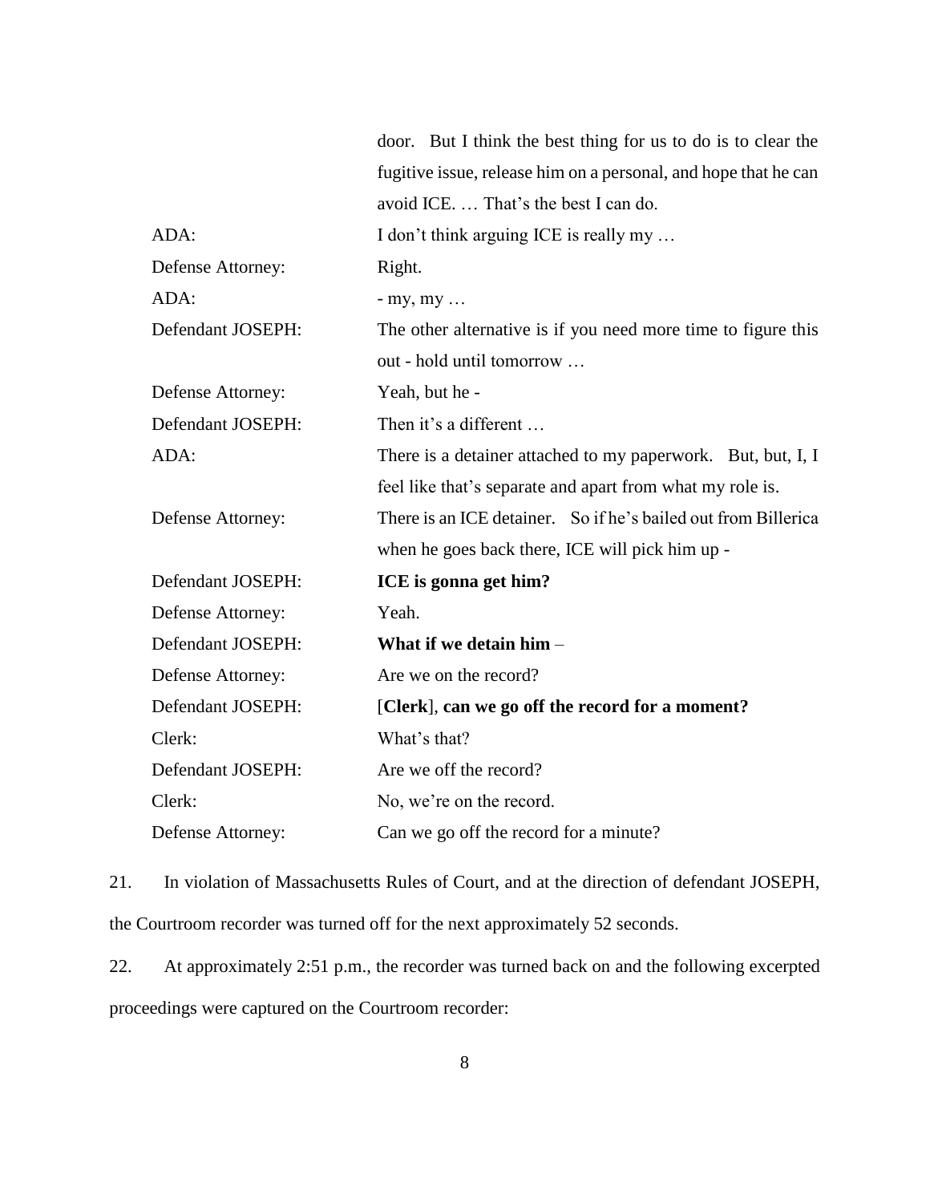| | |
|---|---|
| | door. But I think the best thing for us to do is to clear the fugitive issue, release him on a personal, and hope that he can avoid ICE. … That's the best I can do. |
| ADA: | I don't think arguing ICE is really my … |
| Defense Attorney: | Right. |
| ADA: | - my, my … |
| Defendant JOSEPH: | The other alternative is if you need more time to figure this out - hold until tomorrow … |
| Defense Attorney: | Yeah, but he - |
| Defendant JOSEPH: | Then it's a different … |
| ADA: | There is a detainer attached to my paperwork. But, but, I, I feel like that's separate and apart from what my role is. |
| Defense Attorney: | There is an ICE detainer. So if he's bailed out from Billerica when he goes back there, ICE will pick him up - |
| Defendant JOSEPH: | **ICE is gonna get him?** |
| Defense Attorney: | Yeah. |
| Defendant JOSEPH: | **What if we detain him** – |
| Defense Attorney: | Are we on the record? |
| Defendant JOSEPH: | [**Clerk**], **can we go off the record for a moment?** |
| Clerk: | What's that? |
| Defendant JOSEPH: | Are we off the record? |
| Clerk: | No, we're on the record. |
| Defense Attorney: | Can we go off the record for a minute? |

21. In violation of Massachusetts Rules of Court, and at the direction of defendant JOSEPH, the Courtroom recorder was turned off for the next approximately 52 seconds.

22. At approximately 2:51 p.m., the recorder was turned back on and the following excerpted proceedings were captured on the Courtroom recorder: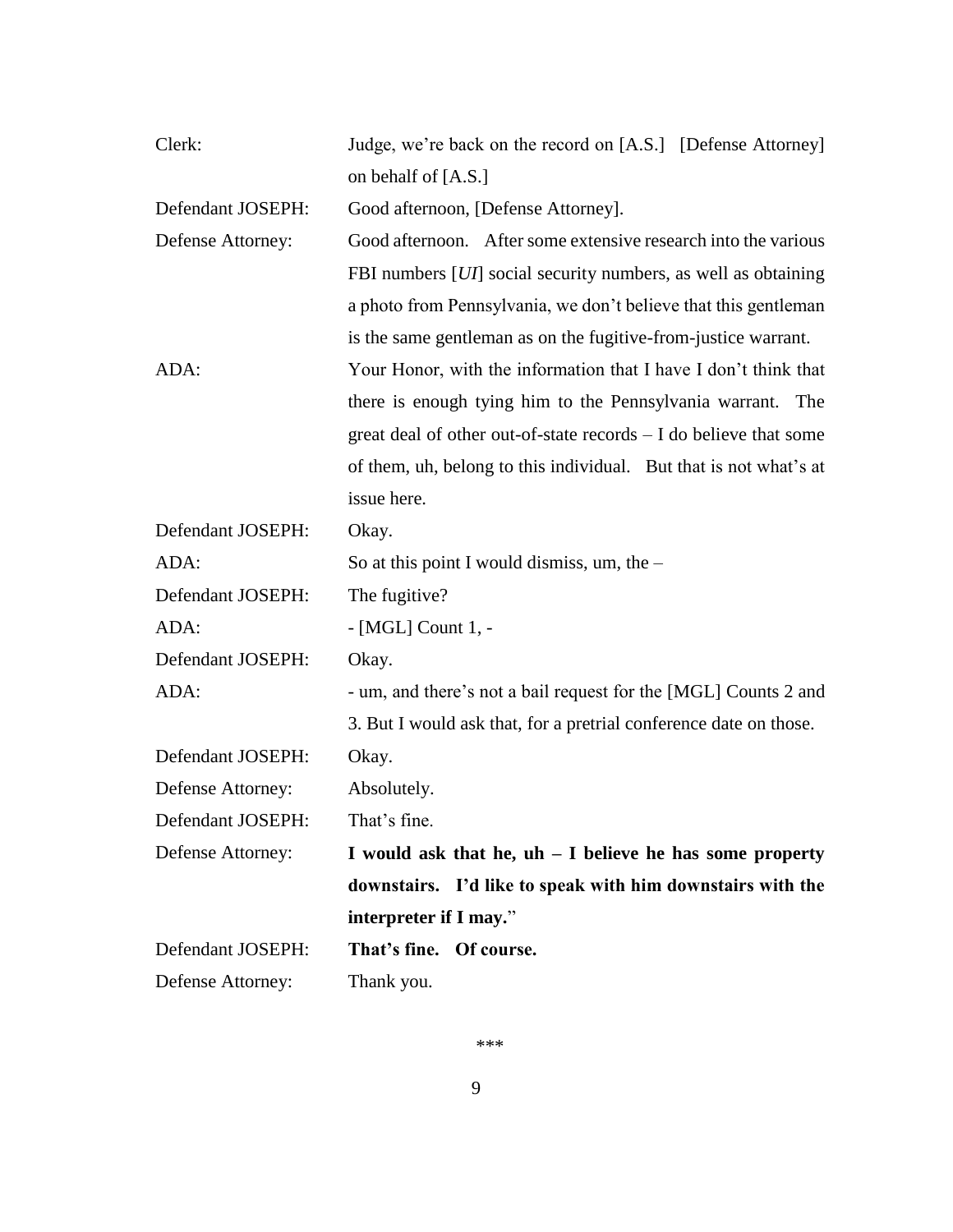| | |
|---|---|
| Clerk: | Judge, we're back on the record on [A.S.] [Defense Attorney] on behalf of [A.S.] |
| Defendant JOSEPH: | Good afternoon, [Defense Attorney]. |
| Defense Attorney: | Good afternoon. After some extensive research into the various FBI numbers [*UI*] social security numbers, as well as obtaining a photo from Pennsylvania, we don't believe that this gentleman is the same gentleman as on the fugitive-from-justice warrant. |
| ADA: | Your Honor, with the information that I have I don't think that there is enough tying him to the Pennsylvania warrant. The great deal of other out-of-state records – I do believe that some of them, uh, belong to this individual. But that is not what's at issue here. |
| Defendant JOSEPH: | Okay. |
| ADA: | So at this point I would dismiss, um, the – |
| Defendant JOSEPH: | The fugitive? |
| ADA: | - [MGL] Count 1, - |
| Defendant JOSEPH: | Okay. |
| ADA: | - um, and there's not a bail request for the [MGL] Counts 2 and 3. But I would ask that, for a pretrial conference date on those. |
| Defendant JOSEPH: | Okay. |
| Defense Attorney: | Absolutely. |
| Defendant JOSEPH: | That's fine. |
| Defense Attorney: | **I would ask that he, uh – I believe he has some property downstairs. I'd like to speak with him downstairs with the interpreter if I may.**" |
| Defendant JOSEPH: | **That's fine. Of course.** |
| Defense Attorney: | Thank you. |

\*\*\*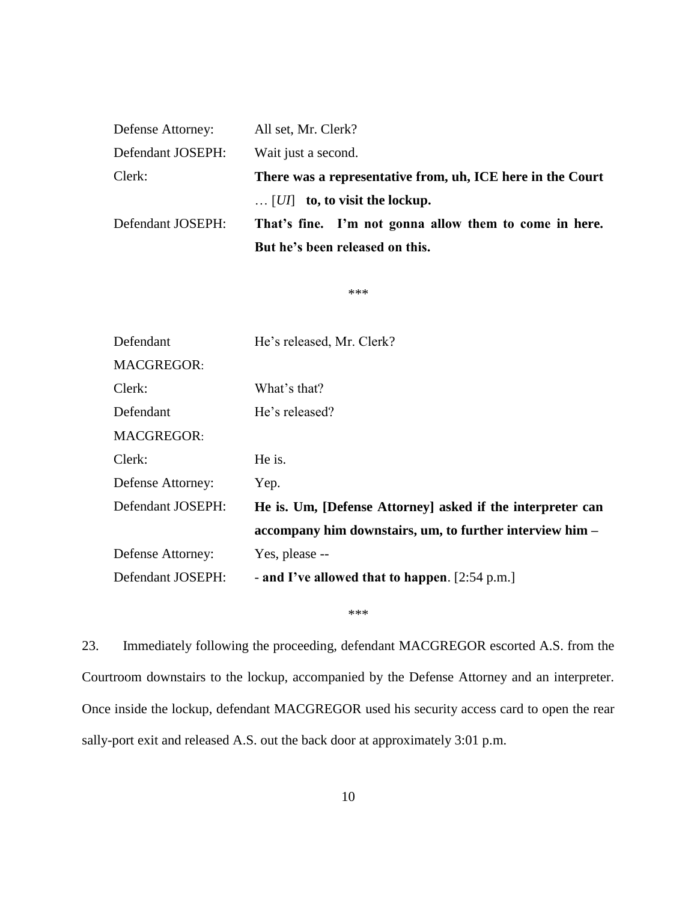| | |
|---|---|
| Defense Attorney: | All set, Mr. Clerk? |
| Defendant JOSEPH: | Wait just a second. |
| Clerk: | **There was a representative from, uh, ICE here in the Court … [*UI*] to, to visit the lockup.** |
| Defendant JOSEPH: | **That's fine. I'm not gonna allow them to come in here. But he's been released on this.** |

\*\*\*

| | |
|---|---|
| Defendant MACGREGOR: | He's released, Mr. Clerk? |
| Clerk: | What's that? |
| Defendant MACGREGOR: | He's released? |
| Clerk: | He is. |
| Defense Attorney: | Yep. |
| Defendant JOSEPH: | **He is. Um, [Defense Attorney] asked if the interpreter can accompany him downstairs, um, to further interview him –** |
| Defense Attorney: | Yes, please -- |
| Defendant JOSEPH: | - **and I've allowed that to happen**. [2:54 p.m.] |

\*\*\*

23. Immediately following the proceeding, defendant MACGREGOR escorted A.S. from the Courtroom downstairs to the lockup, accompanied by the Defense Attorney and an interpreter. Once inside the lockup, defendant MACGREGOR used his security access card to open the rear sally-port exit and released A.S. out the back door at approximately 3:01 p.m.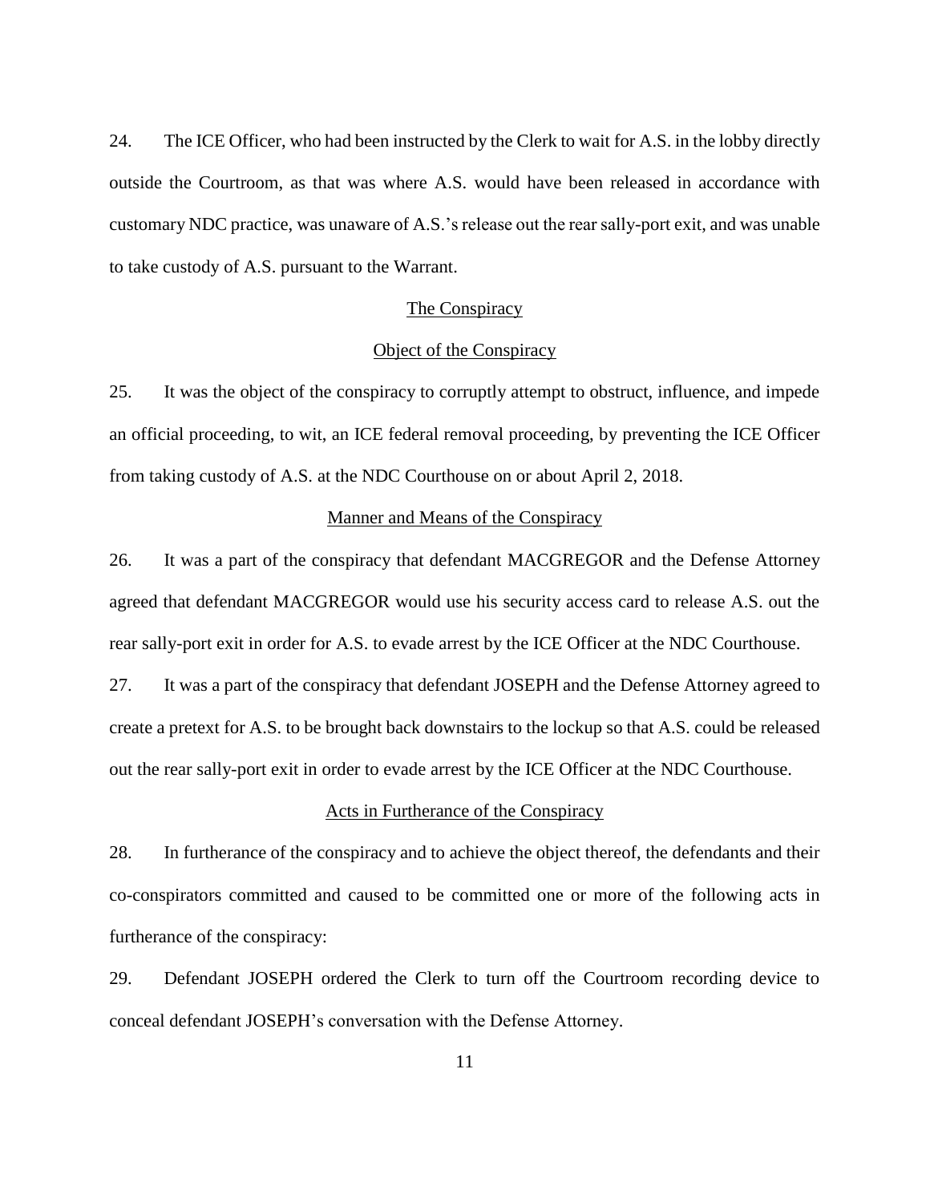24. The ICE Officer, who had been instructed by the Clerk to wait for A.S. in the lobby directly outside the Courtroom, as that was where A.S. would have been released in accordance with customary NDC practice, was unaware of A.S.'s release out the rear sally-port exit, and was unable to take custody of A.S. pursuant to the Warrant.

## The Conspiracy

### Object of the Conspiracy

25. It was the object of the conspiracy to corruptly attempt to obstruct, influence, and impede an official proceeding, to wit, an ICE federal removal proceeding, by preventing the ICE Officer from taking custody of A.S. at the NDC Courthouse on or about April 2, 2018.

### Manner and Means of the Conspiracy

26. It was a part of the conspiracy that defendant MACGREGOR and the Defense Attorney agreed that defendant MACGREGOR would use his security access card to release A.S. out the rear sally-port exit in order for A.S. to evade arrest by the ICE Officer at the NDC Courthouse.

27. It was a part of the conspiracy that defendant JOSEPH and the Defense Attorney agreed to create a pretext for A.S. to be brought back downstairs to the lockup so that A.S. could be released out the rear sally-port exit in order to evade arrest by the ICE Officer at the NDC Courthouse.

### Acts in Furtherance of the Conspiracy

28. In furtherance of the conspiracy and to achieve the object thereof, the defendants and their co-conspirators committed and caused to be committed one or more of the following acts in furtherance of the conspiracy:

29. Defendant JOSEPH ordered the Clerk to turn off the Courtroom recording device to conceal defendant JOSEPH's conversation with the Defense Attorney.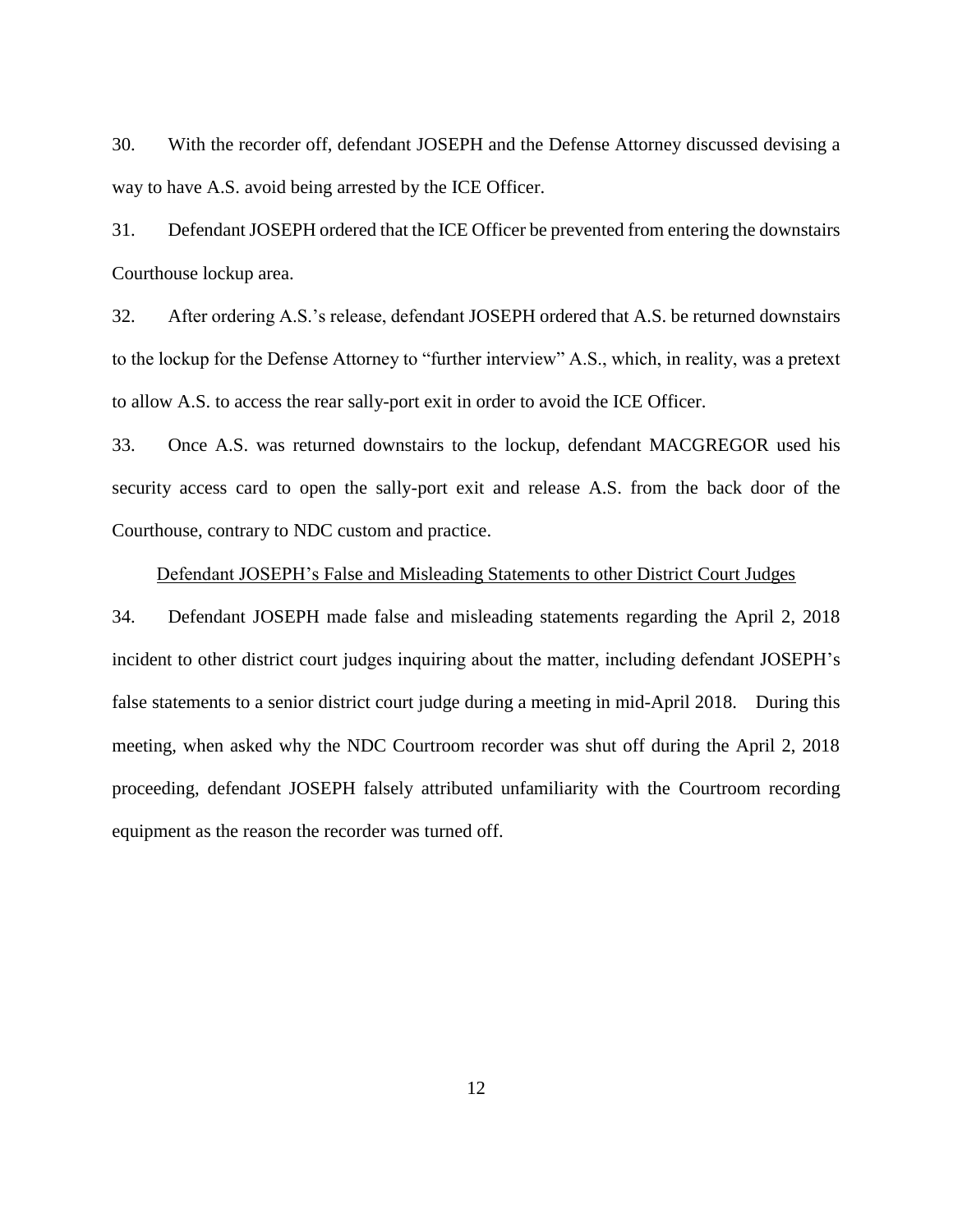30. With the recorder off, defendant JOSEPH and the Defense Attorney discussed devising a way to have A.S. avoid being arrested by the ICE Officer.

31. Defendant JOSEPH ordered that the ICE Officer be prevented from entering the downstairs Courthouse lockup area.

32. After ordering A.S.'s release, defendant JOSEPH ordered that A.S. be returned downstairs to the lockup for the Defense Attorney to "further interview" A.S., which, in reality, was a pretext to allow A.S. to access the rear sally-port exit in order to avoid the ICE Officer.

33. Once A.S. was returned downstairs to the lockup, defendant MACGREGOR used his security access card to open the sally-port exit and release A.S. from the back door of the Courthouse, contrary to NDC custom and practice.

<u>Defendant JOSEPH's False and Misleading Statements to other District Court Judges</u>

34. Defendant JOSEPH made false and misleading statements regarding the April 2, 2018 incident to other district court judges inquiring about the matter, including defendant JOSEPH's false statements to a senior district court judge during a meeting in mid-April 2018. During this meeting, when asked why the NDC Courtroom recorder was shut off during the April 2, 2018 proceeding, defendant JOSEPH falsely attributed unfamiliarity with the Courtroom recording equipment as the reason the recorder was turned off.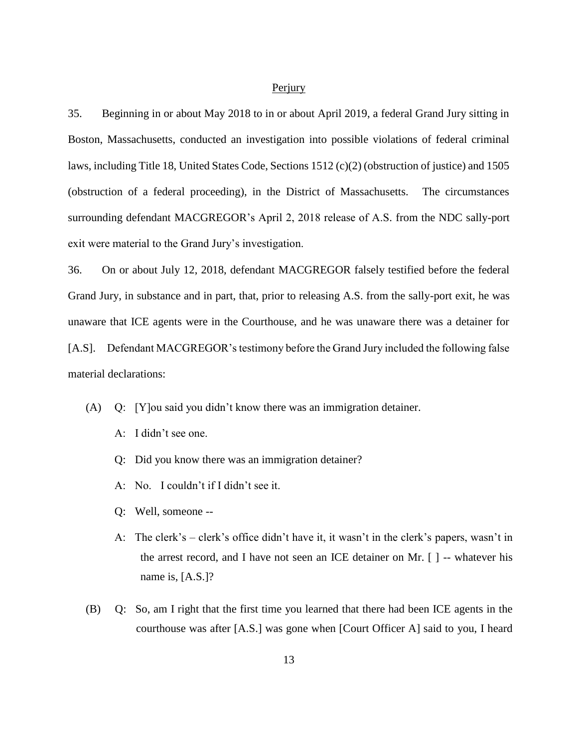<u>Perjury</u>

35. Beginning in or about May 2018 to in or about April 2019, a federal Grand Jury sitting in Boston, Massachusetts, conducted an investigation into possible violations of federal criminal laws, including Title 18, United States Code, Sections 1512 (c)(2) (obstruction of justice) and 1505 (obstruction of a federal proceeding), in the District of Massachusetts. The circumstances surrounding defendant MACGREGOR's April 2, 2018 release of A.S. from the NDC sally-port exit were material to the Grand Jury's investigation.

36. On or about July 12, 2018, defendant MACGREGOR falsely testified before the federal Grand Jury, in substance and in part, that, prior to releasing A.S. from the sally-port exit, he was unaware that ICE agents were in the Courthouse, and he was unaware there was a detainer for [A.S]. Defendant MACGREGOR's testimony before the Grand Jury included the following false material declarations:

(A) Q: [Y]ou said you didn't know there was an immigration detainer.

A: I didn't see one.

Q: Did you know there was an immigration detainer?

A: No. I couldn't if I didn't see it.

Q: Well, someone --

A: The clerk's – clerk's office didn't have it, it wasn't in the clerk's papers, wasn't in the arrest record, and I have not seen an ICE detainer on Mr. [ ] -- whatever his name is, [A.S.]?

(B) Q: So, am I right that the first time you learned that there had been ICE agents in the courthouse was after [A.S.] was gone when [Court Officer A] said to you, I heard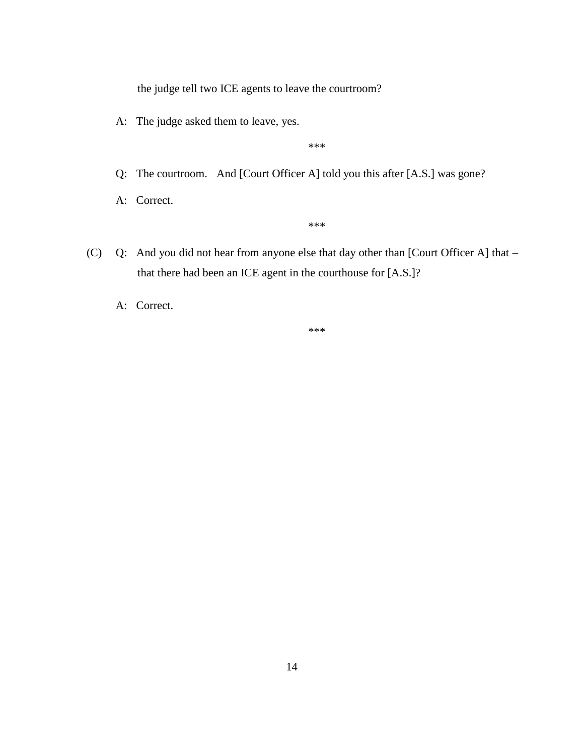the judge tell two ICE agents to leave the courtroom?

A: The judge asked them to leave, yes.

***

Q: The courtroom. And [Court Officer A] told you this after [A.S.] was gone?

A: Correct.

***

(C) Q: And you did not hear from anyone else that day other than [Court Officer A] that – that there had been an ICE agent in the courthouse for [A.S.]?

A: Correct.

***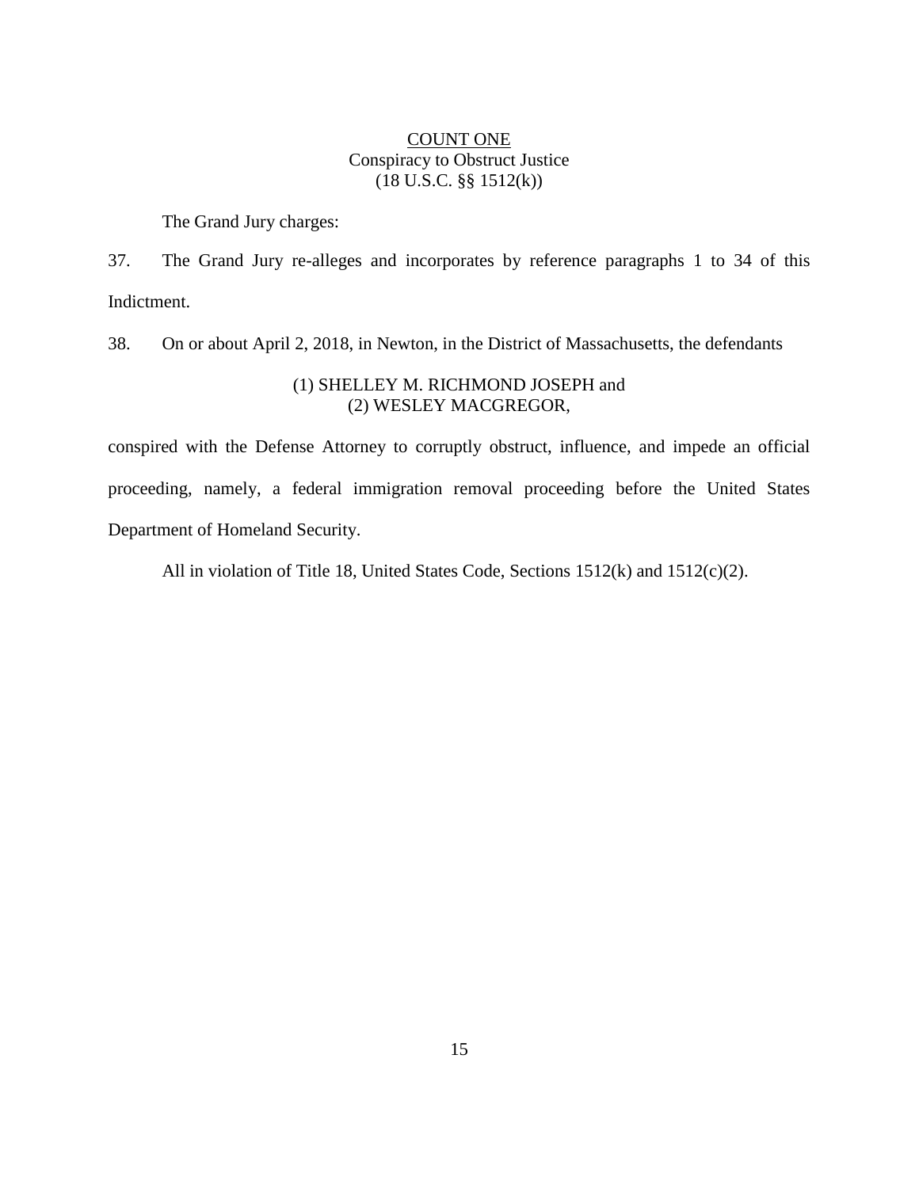<u>COUNT ONE</u>
Conspiracy to Obstruct Justice
(18 U.S.C. §§ 1512(k))

The Grand Jury charges:

37. The Grand Jury re-alleges and incorporates by reference paragraphs 1 to 34 of this Indictment.

38. On or about April 2, 2018, in Newton, in the District of Massachusetts, the defendants

(1) SHELLEY M. RICHMOND JOSEPH and
(2) WESLEY MACGREGOR,

conspired with the Defense Attorney to corruptly obstruct, influence, and impede an official proceeding, namely, a federal immigration removal proceeding before the United States Department of Homeland Security.

All in violation of Title 18, United States Code, Sections 1512(k) and 1512(c)(2).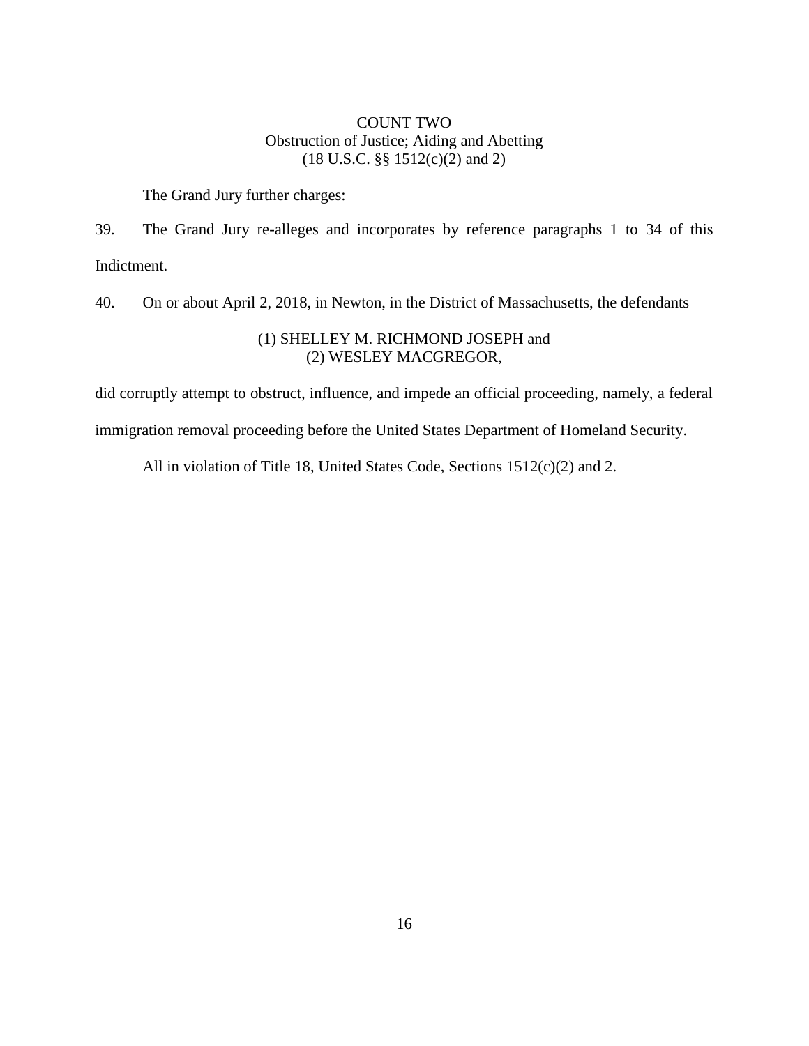## COUNT TWO

Obstruction of Justice; Aiding and Abetting
(18 U.S.C. §§ 1512(c)(2) and 2)

The Grand Jury further charges:

39. The Grand Jury re-alleges and incorporates by reference paragraphs 1 to 34 of this Indictment.

40. On or about April 2, 2018, in Newton, in the District of Massachusetts, the defendants

(1) SHELLEY M. RICHMOND JOSEPH and
(2) WESLEY MACGREGOR,

did corruptly attempt to obstruct, influence, and impede an official proceeding, namely, a federal immigration removal proceeding before the United States Department of Homeland Security.

All in violation of Title 18, United States Code, Sections 1512(c)(2) and 2.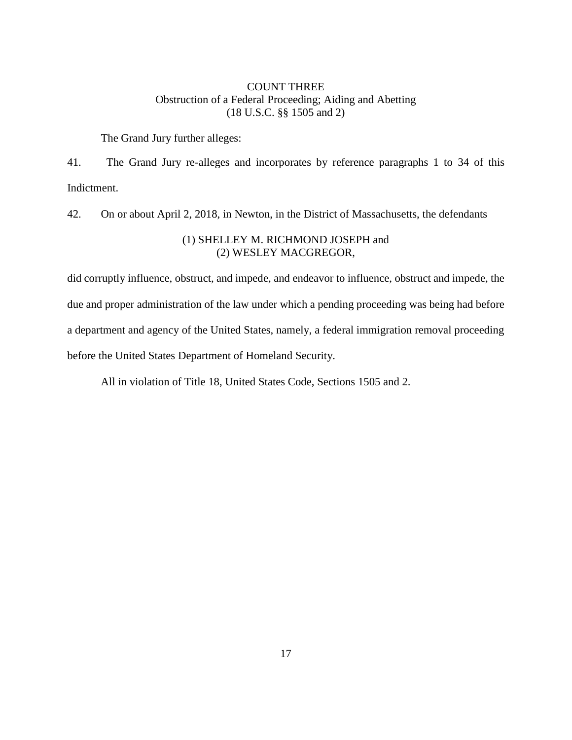<u>COUNT THREE</u>
Obstruction of a Federal Proceeding; Aiding and Abetting
(18 U.S.C. §§ 1505 and 2)

The Grand Jury further alleges:

41. The Grand Jury re-alleges and incorporates by reference paragraphs 1 to 34 of this Indictment.

42. On or about April 2, 2018, in Newton, in the District of Massachusetts, the defendants

(1) SHELLEY M. RICHMOND JOSEPH and
(2) WESLEY MACGREGOR,

did corruptly influence, obstruct, and impede, and endeavor to influence, obstruct and impede, the due and proper administration of the law under which a pending proceeding was being had before a department and agency of the United States, namely, a federal immigration removal proceeding before the United States Department of Homeland Security.

All in violation of Title 18, United States Code, Sections 1505 and 2.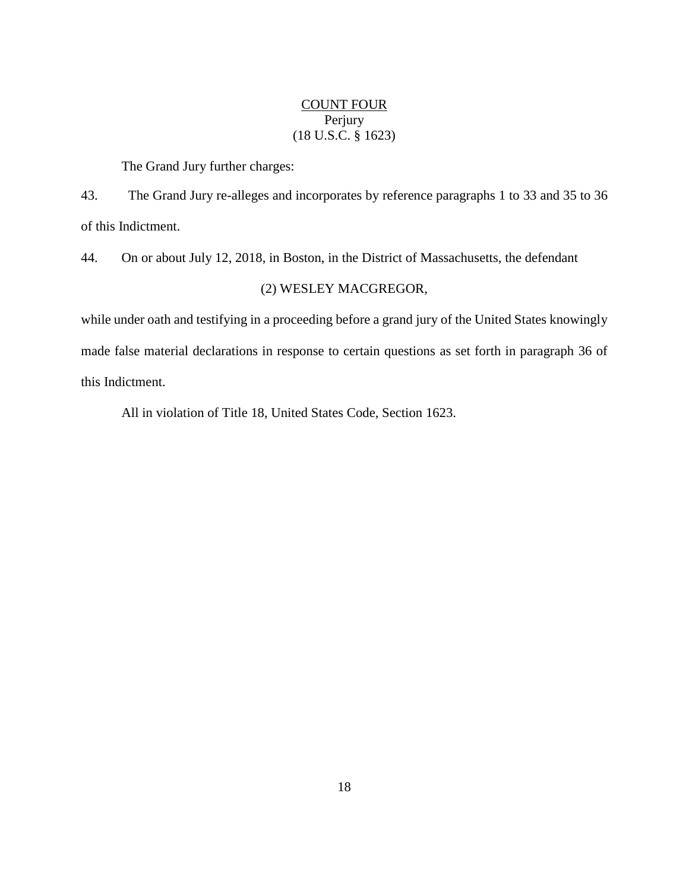<u>COUNT FOUR</u>
Perjury
(18 U.S.C. § 1623)

The Grand Jury further charges:

43. The Grand Jury re-alleges and incorporates by reference paragraphs 1 to 33 and 35 to 36 of this Indictment.

44. On or about July 12, 2018, in Boston, in the District of Massachusetts, the defendant

(2) WESLEY MACGREGOR,

while under oath and testifying in a proceeding before a grand jury of the United States knowingly made false material declarations in response to certain questions as set forth in paragraph 36 of this Indictment.

All in violation of Title 18, United States Code, Section 1623.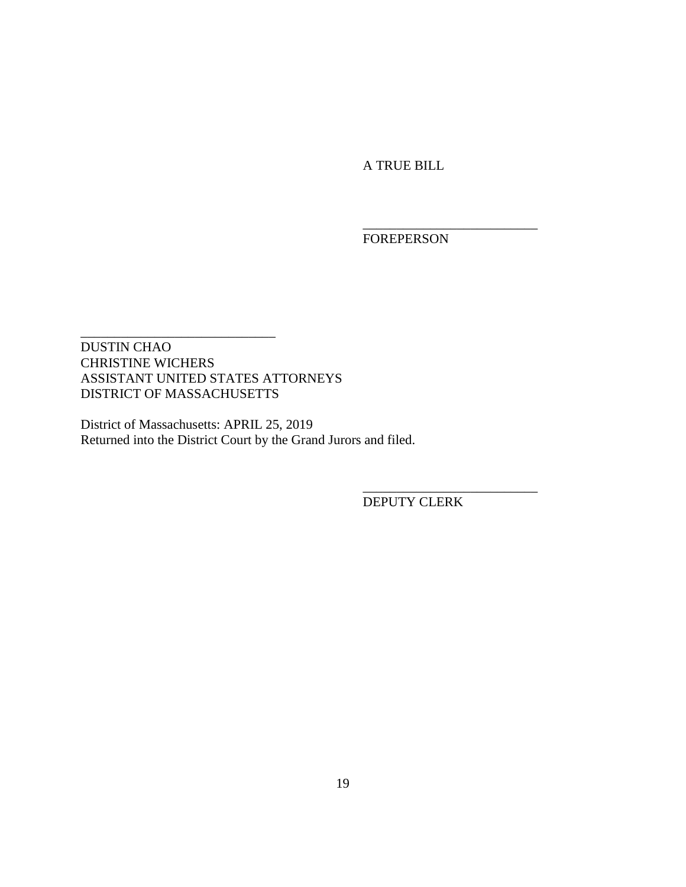A TRUE BILL

\_\_\_\_\_\_\_\_\_\_\_\_\_\_\_\_\_\_\_\_\_\_\_\_\_\_
FOREPERSON

\_\_\_\_\_\_\_\_\_\_\_\_\_\_\_\_\_\_\_\_\_\_\_\_\_\_\_\_\_\_
DUSTIN CHAO
CHRISTINE WICHERS
ASSISTANT UNITED STATES ATTORNEYS
DISTRICT OF MASSACHUSETTS

District of Massachusetts: APRIL 25, 2019
Returned into the District Court by the Grand Jurors and filed.

\_\_\_\_\_\_\_\_\_\_\_\_\_\_\_\_\_\_\_\_\_\_\_\_\_\_
DEPUTY CLERK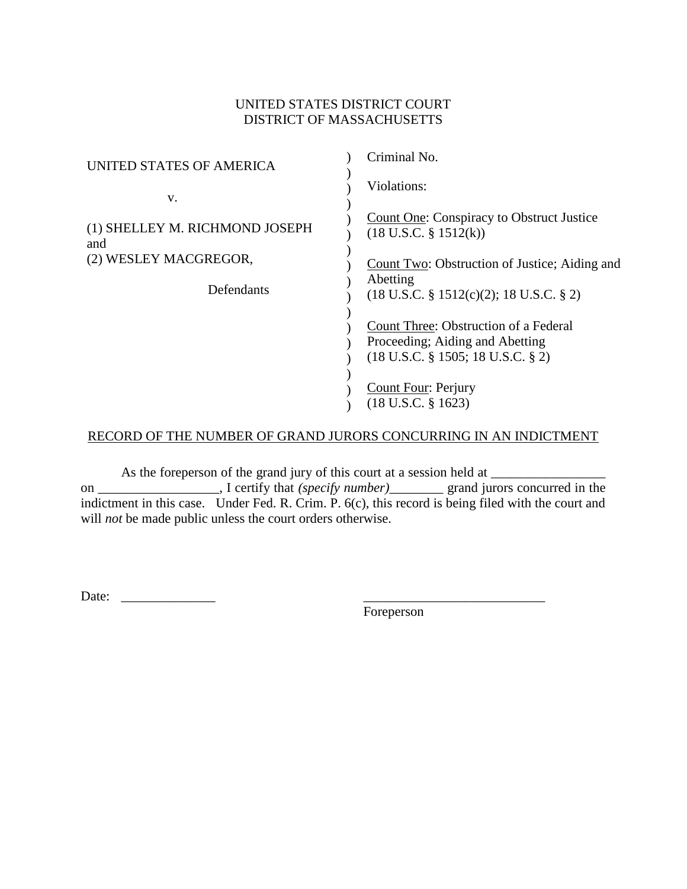UNITED STATES DISTRICT COURT
DISTRICT OF MASSACHUSETTS

| | |
|---|---|
| UNITED STATES OF AMERICA | Criminal No. |
| v. | Violations: |
| (1) SHELLEY M. RICHMOND JOSEPH and (2) WESLEY MACGREGOR, | Count One: Conspiracy to Obstruct Justice (18 U.S.C. § 1512(k)) |
| Defendants | Count Two: Obstruction of Justice; Aiding and Abetting (18 U.S.C. § 1512(c)(2); 18 U.S.C. § 2) |
| | Count Three: Obstruction of a Federal Proceeding; Aiding and Abetting (18 U.S.C. § 1505; 18 U.S.C. § 2) |
| | Count Four: Perjury (18 U.S.C. § 1623) |

RECORD OF THE NUMBER OF GRAND JURORS CONCURRING IN AN INDICTMENT

As the foreperson of the grand jury of this court at a session held at _________________ on __________________, I certify that *(specify number)*________ grand jurors concurred in the indictment in this case. Under Fed. R. Crim. P. 6(c), this record is being filed with the court and will *not* be made public unless the court orders otherwise.

Date: ______________

___________________________
Foreperson